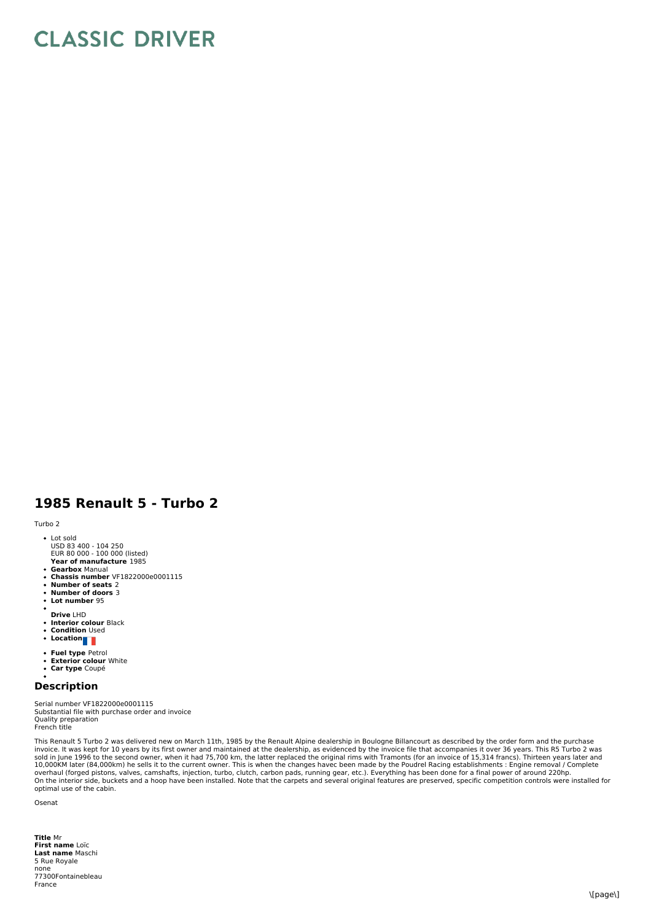# CLASSIC DRIVER

## 1985 Renault 5 - Turbo 2

Turbo 2

- Lot sold
  USD 83 400 - 104 250
  EUR 80 000 - 100 000 (listed)
  **Year of manufacture** 1985
- **Gearbox** Manual
- **Chassis number** VF1822000e0001115
- **Number of seats** 2
- **Number of doors** 3
- **Lot number** 95
- 
  **Drive** LHD
- **Interior colour** Black
- **Condition** Used
- **Location**
- **Fuel type** Petrol
- **Exterior colour** White
- **Car type** Coupé
- 

### Description

Serial number VF1822000e0001115
Substantial file with purchase order and invoice
Quality preparation
French title

This Renault 5 Turbo 2 was delivered new on March 11th, 1985 by the Renault Alpine dealership in Boulogne Billancourt as described by the order form and the purchase invoice. It was kept for 10 years by its first owner and maintained at the dealership, as evidenced by the invoice file that accompanies it over 36 years. This R5 Turbo 2 was sold in June 1996 to the second owner, when it had 75,700 km, the latter replaced the original rims with Tramonts (for an invoice of 15,314 francs). Thirteen years later and 10,000KM later (84,000km) he sells it to the current owner. This is when the changes havec been made by the Poudrel Racing establishments : Engine removal / Complete overhaul (forged pistons, valves, camshafts, injection, turbo, clutch, carbon pads, running gear, etc.). Everything has been done for a final power of around 220hp.
On the interior side, buckets and a hoop have been installed. Note that the carpets and several original features are preserved, specific competition controls were installed for optimal use of the cabin.

Osenat

**Title** Mr
**First name** Loïc
**Last name** Maschi
5 Rue Royale
none
77300Fontainebleau
France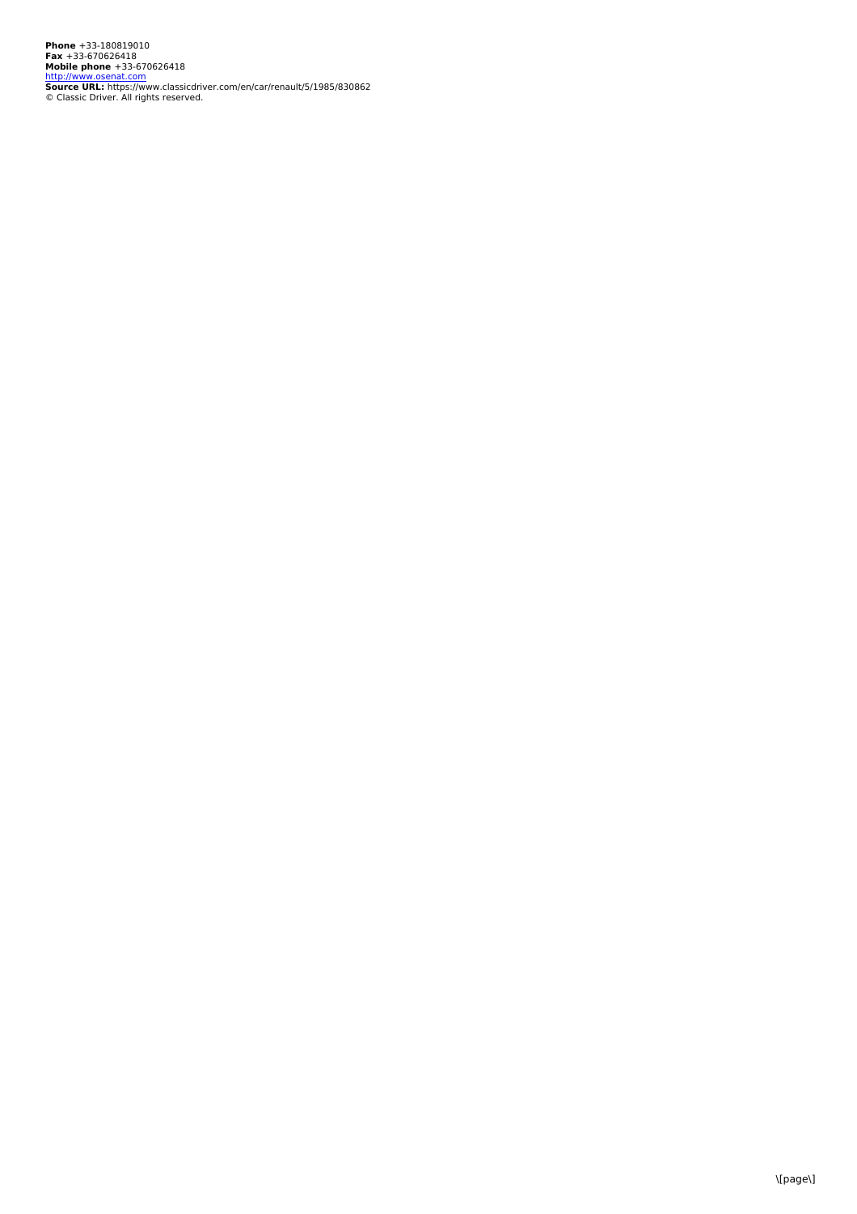**Phone** +33-180819010
**Fax** +33-670626418
**Mobile phone** +33-670626418
[http://www.osenat.com](http://www.osenat.com)
**Source URL:** https://www.classicdriver.com/en/car/renault/5/1985/830862
© Classic Driver. All rights reserved.